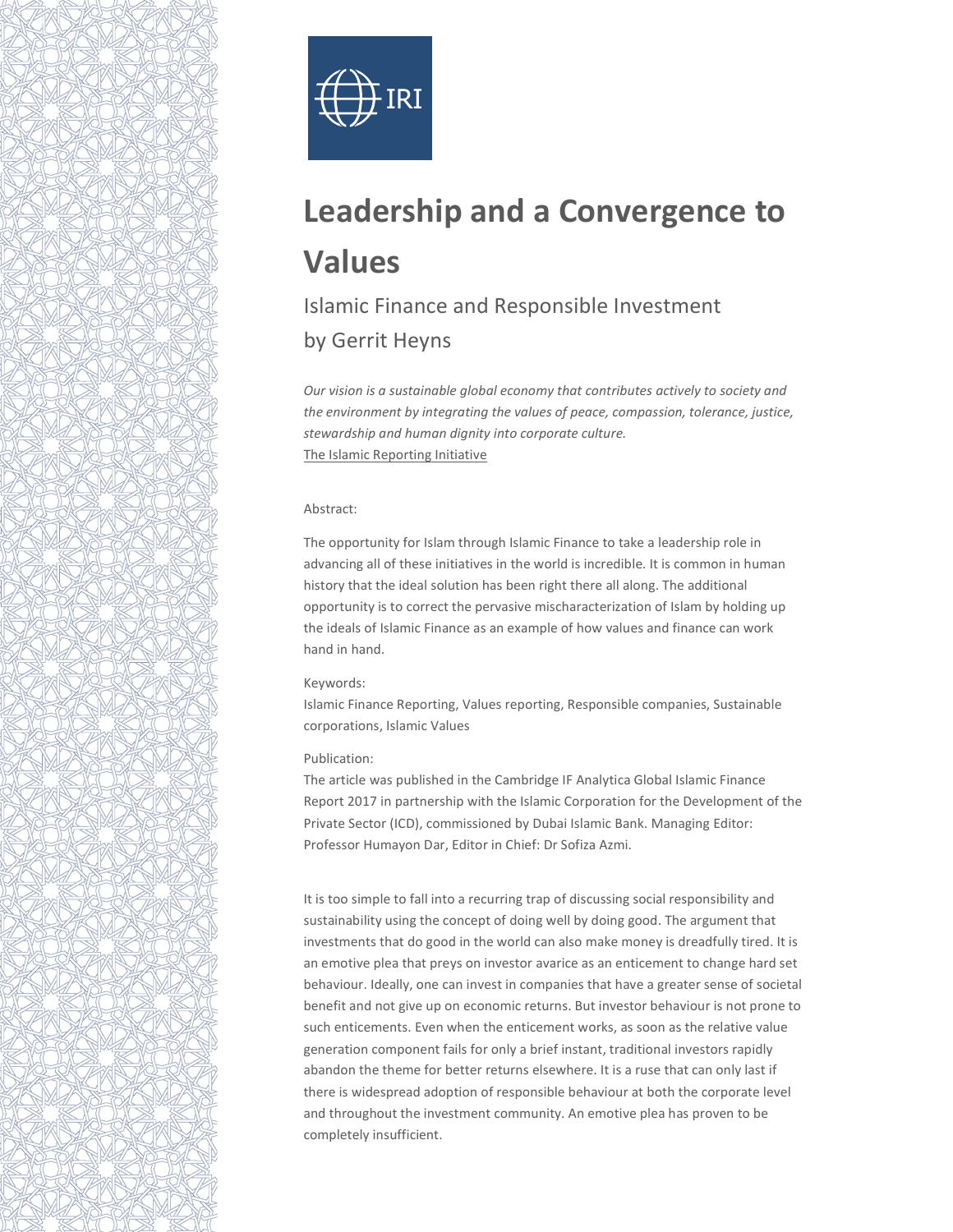IRI

# Leadership and a Convergence to Values

## Islamic Finance and Responsible Investment

by Gerrit Heyns

*Our vision is a sustainable global economy that contributes actively to society and the environment by integrating the values of peace, compassion, tolerance, justice, stewardship and human dignity into corporate culture.*
The Islamic Reporting Initiative

Abstract:

The opportunity for Islam through Islamic Finance to take a leadership role in advancing all of these initiatives in the world is incredible. It is common in human history that the ideal solution has been right there all along. The additional opportunity is to correct the pervasive mischaracterization of Islam by holding up the ideals of Islamic Finance as an example of how values and finance can work hand in hand.

Keywords:
Islamic Finance Reporting, Values reporting, Responsible companies, Sustainable corporations, Islamic Values

Publication:
The article was published in the Cambridge IF Analytica Global Islamic Finance Report 2017 in partnership with the Islamic Corporation for the Development of the Private Sector (ICD), commissioned by Dubai Islamic Bank. Managing Editor: Professor Humayon Dar, Editor in Chief: Dr Sofiza Azmi.

It is too simple to fall into a recurring trap of discussing social responsibility and sustainability using the concept of doing well by doing good. The argument that investments that do good in the world can also make money is dreadfully tired. It is an emotive plea that preys on investor avarice as an enticement to change hard set behaviour. Ideally, one can invest in companies that have a greater sense of societal benefit and not give up on economic returns. But investor behaviour is not prone to such enticements. Even when the enticement works, as soon as the relative value generation component fails for only a brief instant, traditional investors rapidly abandon the theme for better returns elsewhere. It is a ruse that can only last if there is widespread adoption of responsible behaviour at both the corporate level and throughout the investment community. An emotive plea has proven to be completely insufficient.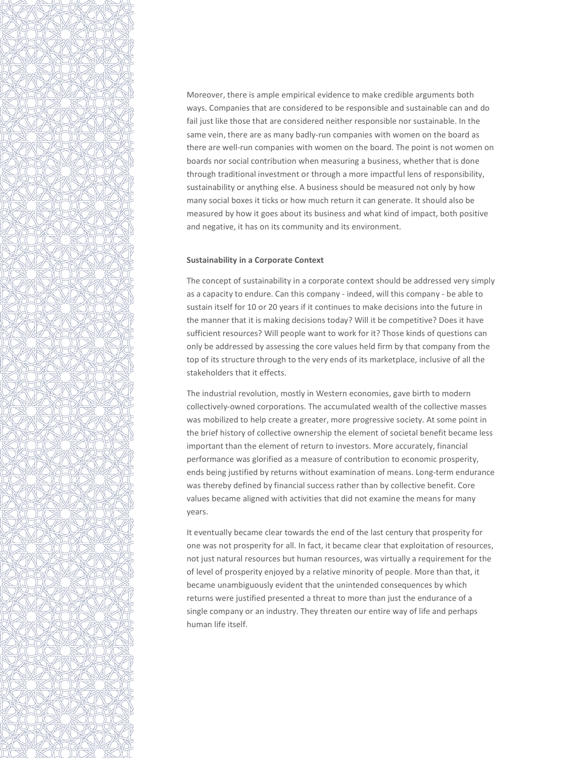Moreover, there is ample empirical evidence to make credible arguments both ways. Companies that are considered to be responsible and sustainable can and do fail just like those that are considered neither responsible nor sustainable. In the same vein, there are as many badly-run companies with women on the board as there are well-run companies with women on the board. The point is not women on boards nor social contribution when measuring a business, whether that is done through traditional investment or through a more impactful lens of responsibility, sustainability or anything else. A business should be measured not only by how many social boxes it ticks or how much return it can generate. It should also be measured by how it goes about its business and what kind of impact, both positive and negative, it has on its community and its environment.

**Sustainability in a Corporate Context**

The concept of sustainability in a corporate context should be addressed very simply as a capacity to endure. Can this company - indeed, will this company - be able to sustain itself for 10 or 20 years if it continues to make decisions into the future in the manner that it is making decisions today? Will it be competitive? Does it have sufficient resources? Will people want to work for it? Those kinds of questions can only be addressed by assessing the core values held firm by that company from the top of its structure through to the very ends of its marketplace, inclusive of all the stakeholders that it effects.

The industrial revolution, mostly in Western economies, gave birth to modern collectively-owned corporations. The accumulated wealth of the collective masses was mobilized to help create a greater, more progressive society. At some point in the brief history of collective ownership the element of societal benefit became less important than the element of return to investors. More accurately, financial performance was glorified as a measure of contribution to economic prosperity, ends being justified by returns without examination of means. Long-term endurance was thereby defined by financial success rather than by collective benefit. Core values became aligned with activities that did not examine the means for many years.

It eventually became clear towards the end of the last century that prosperity for one was not prosperity for all. In fact, it became clear that exploitation of resources, not just natural resources but human resources, was virtually a requirement for the of level of prosperity enjoyed by a relative minority of people. More than that, it became unambiguously evident that the unintended consequences by which returns were justified presented a threat to more than just the endurance of a single company or an industry. They threaten our entire way of life and perhaps human life itself.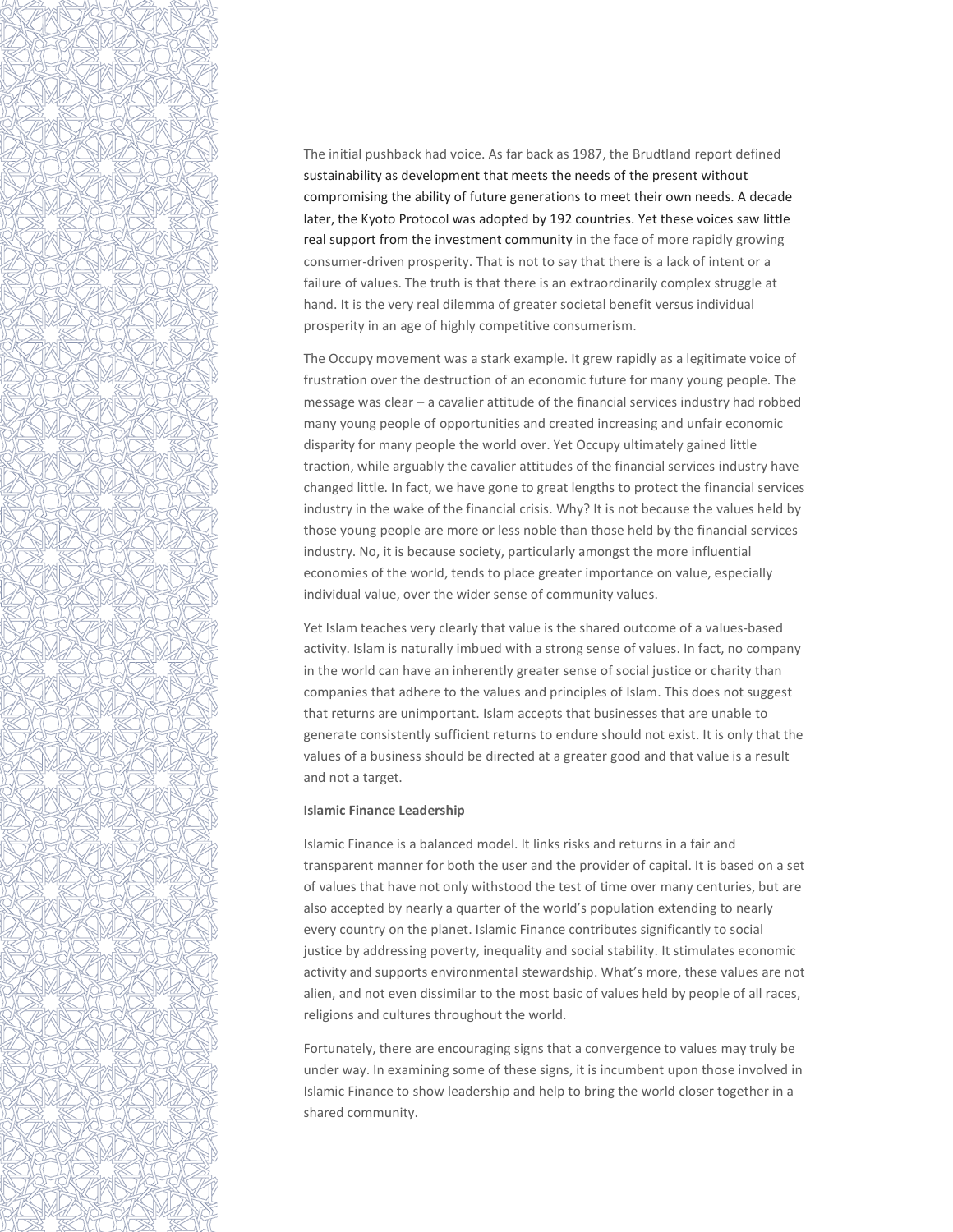The initial pushback had voice. As far back as 1987, the Brudtland report defined sustainability as development that meets the needs of the present without compromising the ability of future generations to meet their own needs. A decade later, the Kyoto Protocol was adopted by 192 countries. Yet these voices saw little real support from the investment community in the face of more rapidly growing consumer-driven prosperity. That is not to say that there is a lack of intent or a failure of values. The truth is that there is an extraordinarily complex struggle at hand. It is the very real dilemma of greater societal benefit versus individual prosperity in an age of highly competitive consumerism.

The Occupy movement was a stark example. It grew rapidly as a legitimate voice of frustration over the destruction of an economic future for many young people. The message was clear – a cavalier attitude of the financial services industry had robbed many young people of opportunities and created increasing and unfair economic disparity for many people the world over. Yet Occupy ultimately gained little traction, while arguably the cavalier attitudes of the financial services industry have changed little. In fact, we have gone to great lengths to protect the financial services industry in the wake of the financial crisis. Why? It is not because the values held by those young people are more or less noble than those held by the financial services industry. No, it is because society, particularly amongst the more influential economies of the world, tends to place greater importance on value, especially individual value, over the wider sense of community values.

Yet Islam teaches very clearly that value is the shared outcome of a values-based activity. Islam is naturally imbued with a strong sense of values. In fact, no company in the world can have an inherently greater sense of social justice or charity than companies that adhere to the values and principles of Islam. This does not suggest that returns are unimportant. Islam accepts that businesses that are unable to generate consistently sufficient returns to endure should not exist. It is only that the values of a business should be directed at a greater good and that value is a result and not a target.

**Islamic Finance Leadership**

Islamic Finance is a balanced model. It links risks and returns in a fair and transparent manner for both the user and the provider of capital. It is based on a set of values that have not only withstood the test of time over many centuries, but are also accepted by nearly a quarter of the world's population extending to nearly every country on the planet. Islamic Finance contributes significantly to social justice by addressing poverty, inequality and social stability. It stimulates economic activity and supports environmental stewardship. What's more, these values are not alien, and not even dissimilar to the most basic of values held by people of all races, religions and cultures throughout the world.

Fortunately, there are encouraging signs that a convergence to values may truly be under way. In examining some of these signs, it is incumbent upon those involved in Islamic Finance to show leadership and help to bring the world closer together in a shared community.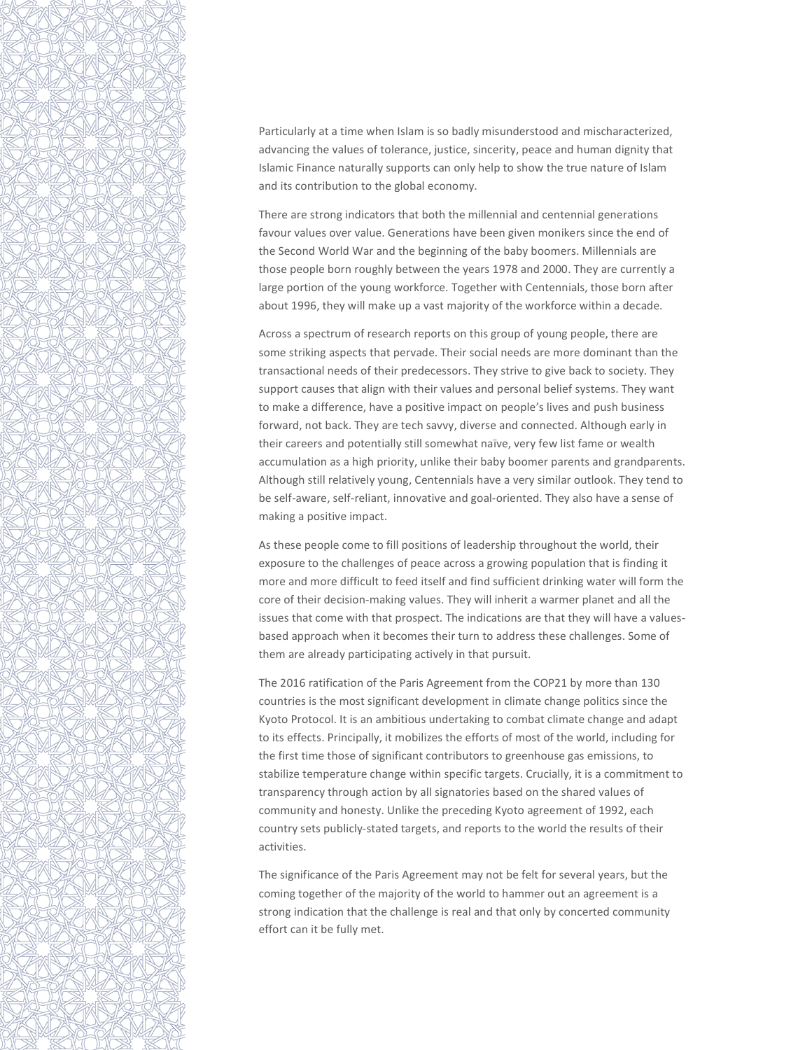Particularly at a time when Islam is so badly misunderstood and mischaracterized, advancing the values of tolerance, justice, sincerity, peace and human dignity that Islamic Finance naturally supports can only help to show the true nature of Islam and its contribution to the global economy.

There are strong indicators that both the millennial and centennial generations favour values over value. Generations have been given monikers since the end of the Second World War and the beginning of the baby boomers. Millennials are those people born roughly between the years 1978 and 2000. They are currently a large portion of the young workforce. Together with Centennials, those born after about 1996, they will make up a vast majority of the workforce within a decade.

Across a spectrum of research reports on this group of young people, there are some striking aspects that pervade. Their social needs are more dominant than the transactional needs of their predecessors. They strive to give back to society. They support causes that align with their values and personal belief systems. They want to make a difference, have a positive impact on people's lives and push business forward, not back. They are tech savvy, diverse and connected. Although early in their careers and potentially still somewhat naïve, very few list fame or wealth accumulation as a high priority, unlike their baby boomer parents and grandparents. Although still relatively young, Centennials have a very similar outlook. They tend to be self-aware, self-reliant, innovative and goal-oriented. They also have a sense of making a positive impact.

As these people come to fill positions of leadership throughout the world, their exposure to the challenges of peace across a growing population that is finding it more and more difficult to feed itself and find sufficient drinking water will form the core of their decision-making values. They will inherit a warmer planet and all the issues that come with that prospect. The indications are that they will have a values-based approach when it becomes their turn to address these challenges. Some of them are already participating actively in that pursuit.

The 2016 ratification of the Paris Agreement from the COP21 by more than 130 countries is the most significant development in climate change politics since the Kyoto Protocol. It is an ambitious undertaking to combat climate change and adapt to its effects. Principally, it mobilizes the efforts of most of the world, including for the first time those of significant contributors to greenhouse gas emissions, to stabilize temperature change within specific targets. Crucially, it is a commitment to transparency through action by all signatories based on the shared values of community and honesty. Unlike the preceding Kyoto agreement of 1992, each country sets publicly-stated targets, and reports to the world the results of their activities.

The significance of the Paris Agreement may not be felt for several years, but the coming together of the majority of the world to hammer out an agreement is a strong indication that the challenge is real and that only by concerted community effort can it be fully met.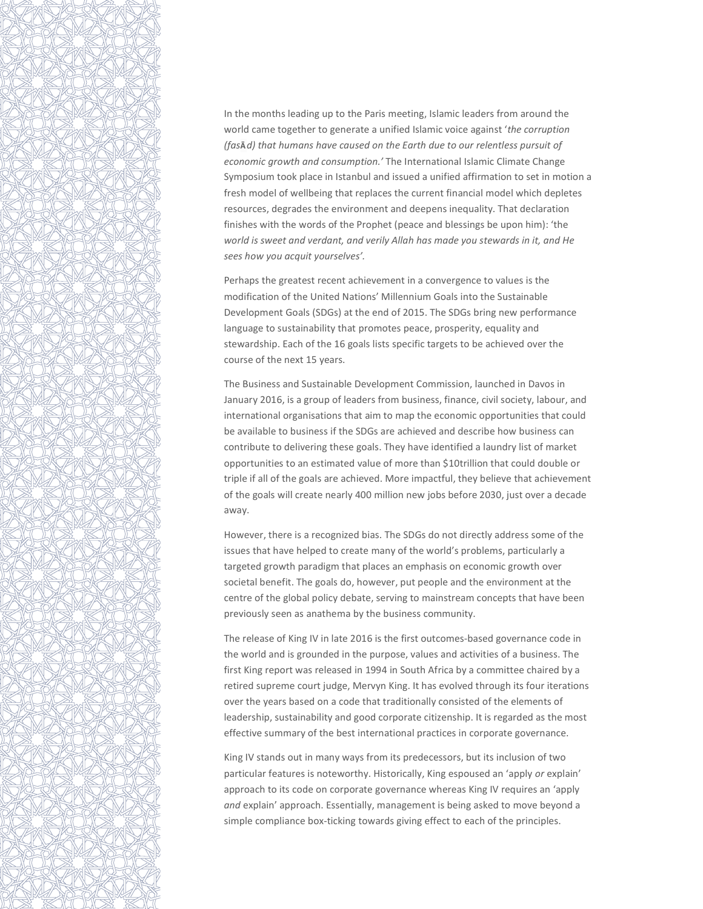In the months leading up to the Paris meeting, Islamic leaders from around the world came together to generate a unified Islamic voice against '*the corruption (fasĀd) that humans have caused on the Earth due to our relentless pursuit of economic growth and consumption.'* The International Islamic Climate Change Symposium took place in Istanbul and issued a unified affirmation to set in motion a fresh model of wellbeing that replaces the current financial model which depletes resources, degrades the environment and deepens inequality. That declaration finishes with the words of the Prophet (peace and blessings be upon him): 'the *world is sweet and verdant, and verily Allah has made you stewards in it, and He sees how you acquit yourselves'*.

Perhaps the greatest recent achievement in a convergence to values is the modification of the United Nations' Millennium Goals into the Sustainable Development Goals (SDGs) at the end of 2015. The SDGs bring new performance language to sustainability that promotes peace, prosperity, equality and stewardship. Each of the 16 goals lists specific targets to be achieved over the course of the next 15 years.

The Business and Sustainable Development Commission, launched in Davos in January 2016, is a group of leaders from business, finance, civil society, labour, and international organisations that aim to map the economic opportunities that could be available to business if the SDGs are achieved and describe how business can contribute to delivering these goals. They have identified a laundry list of market opportunities to an estimated value of more than $10trillion that could double or triple if all of the goals are achieved. More impactful, they believe that achievement of the goals will create nearly 400 million new jobs before 2030, just over a decade away.

However, there is a recognized bias. The SDGs do not directly address some of the issues that have helped to create many of the world's problems, particularly a targeted growth paradigm that places an emphasis on economic growth over societal benefit. The goals do, however, put people and the environment at the centre of the global policy debate, serving to mainstream concepts that have been previously seen as anathema by the business community.

The release of King IV in late 2016 is the first outcomes-based governance code in the world and is grounded in the purpose, values and activities of a business. The first King report was released in 1994 in South Africa by a committee chaired by a retired supreme court judge, Mervyn King. It has evolved through its four iterations over the years based on a code that traditionally consisted of the elements of leadership, sustainability and good corporate citizenship. It is regarded as the most effective summary of the best international practices in corporate governance.

King IV stands out in many ways from its predecessors, but its inclusion of two particular features is noteworthy. Historically, King espoused an 'apply *or* explain' approach to its code on corporate governance whereas King IV requires an 'apply *and* explain' approach. Essentially, management is being asked to move beyond a simple compliance box-ticking towards giving effect to each of the principles.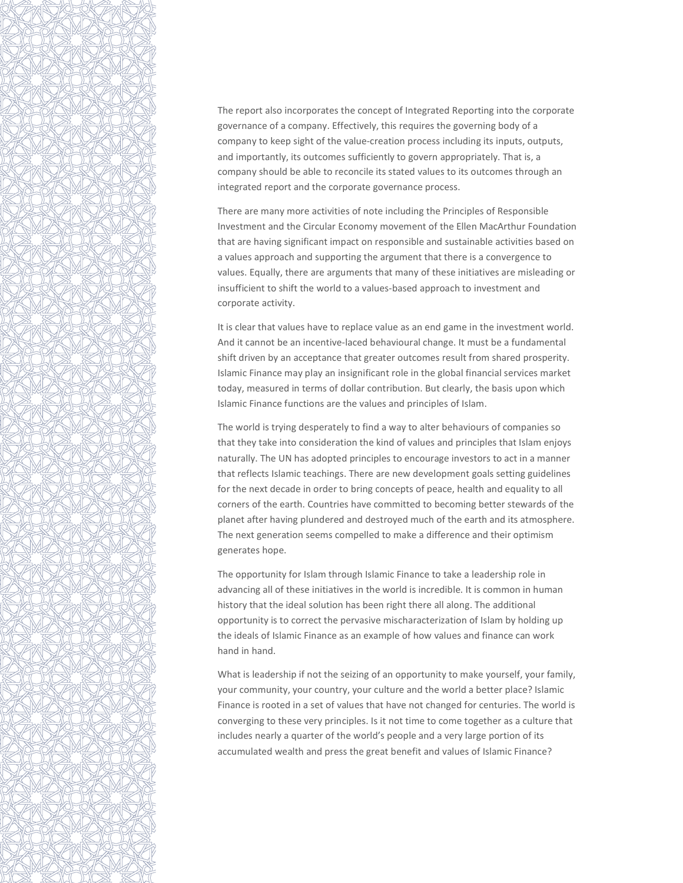The report also incorporates the concept of Integrated Reporting into the corporate governance of a company. Effectively, this requires the governing body of a company to keep sight of the value-creation process including its inputs, outputs, and importantly, its outcomes sufficiently to govern appropriately. That is, a company should be able to reconcile its stated values to its outcomes through an integrated report and the corporate governance process.

There are many more activities of note including the Principles of Responsible Investment and the Circular Economy movement of the Ellen MacArthur Foundation that are having significant impact on responsible and sustainable activities based on a values approach and supporting the argument that there is a convergence to values. Equally, there are arguments that many of these initiatives are misleading or insufficient to shift the world to a values-based approach to investment and corporate activity.

It is clear that values have to replace value as an end game in the investment world. And it cannot be an incentive-laced behavioural change. It must be a fundamental shift driven by an acceptance that greater outcomes result from shared prosperity. Islamic Finance may play an insignificant role in the global financial services market today, measured in terms of dollar contribution. But clearly, the basis upon which Islamic Finance functions are the values and principles of Islam.

The world is trying desperately to find a way to alter behaviours of companies so that they take into consideration the kind of values and principles that Islam enjoys naturally. The UN has adopted principles to encourage investors to act in a manner that reflects Islamic teachings. There are new development goals setting guidelines for the next decade in order to bring concepts of peace, health and equality to all corners of the earth. Countries have committed to becoming better stewards of the planet after having plundered and destroyed much of the earth and its atmosphere. The next generation seems compelled to make a difference and their optimism generates hope.

The opportunity for Islam through Islamic Finance to take a leadership role in advancing all of these initiatives in the world is incredible. It is common in human history that the ideal solution has been right there all along. The additional opportunity is to correct the pervasive mischaracterization of Islam by holding up the ideals of Islamic Finance as an example of how values and finance can work hand in hand.

What is leadership if not the seizing of an opportunity to make yourself, your family, your community, your country, your culture and the world a better place? Islamic Finance is rooted in a set of values that have not changed for centuries. The world is converging to these very principles. Is it not time to come together as a culture that includes nearly a quarter of the world's people and a very large portion of its accumulated wealth and press the great benefit and values of Islamic Finance?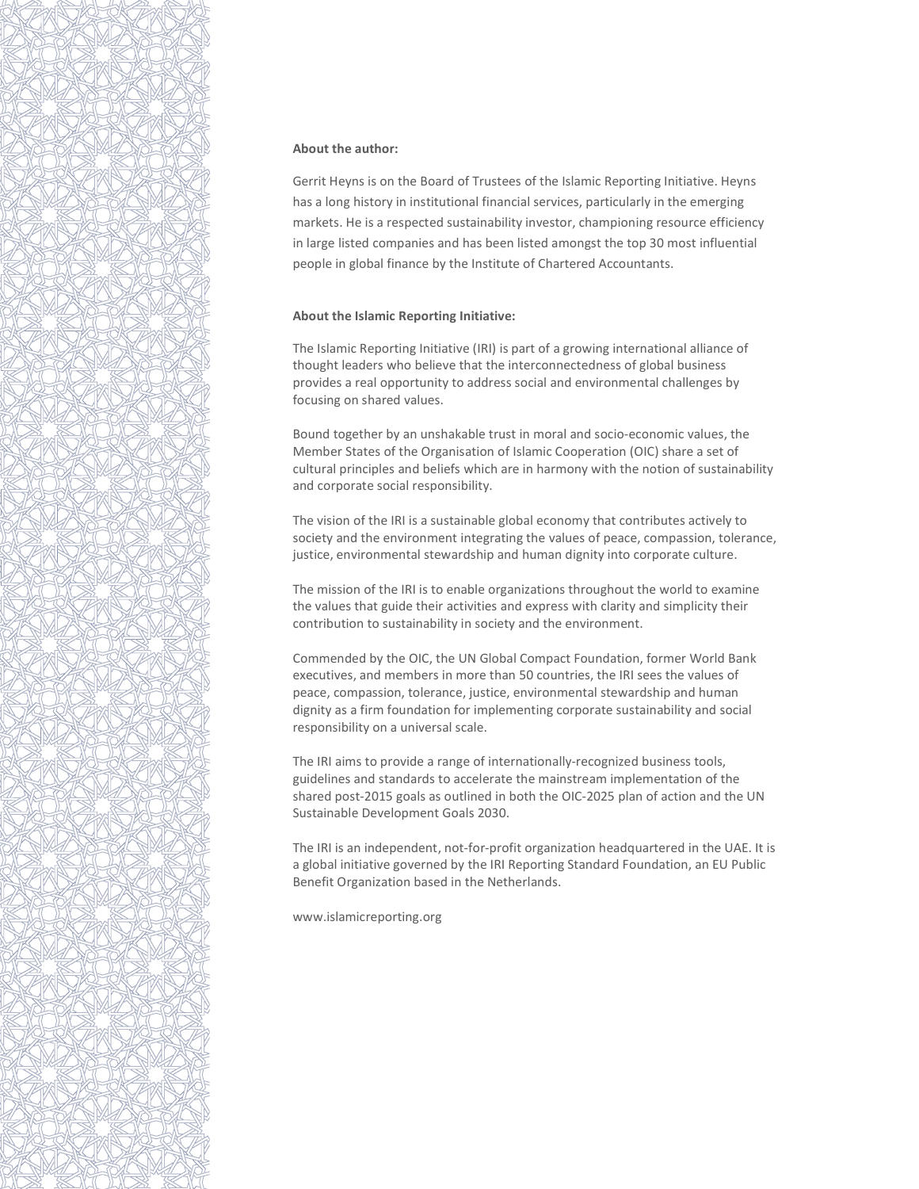**About the author:**

Gerrit Heyns is on the Board of Trustees of the Islamic Reporting Initiative. Heyns has a long history in institutional financial services, particularly in the emerging markets. He is a respected sustainability investor, championing resource efficiency in large listed companies and has been listed amongst the top 30 most influential people in global finance by the Institute of Chartered Accountants.

**About the Islamic Reporting Initiative:**

The Islamic Reporting Initiative (IRI) is part of a growing international alliance of thought leaders who believe that the interconnectedness of global business provides a real opportunity to address social and environmental challenges by focusing on shared values.

Bound together by an unshakable trust in moral and socio-economic values, the Member States of the Organisation of Islamic Cooperation (OIC) share a set of cultural principles and beliefs which are in harmony with the notion of sustainability and corporate social responsibility.

The vision of the IRI is a sustainable global economy that contributes actively to society and the environment integrating the values of peace, compassion, tolerance, justice, environmental stewardship and human dignity into corporate culture.

The mission of the IRI is to enable organizations throughout the world to examine the values that guide their activities and express with clarity and simplicity their contribution to sustainability in society and the environment.

Commended by the OIC, the UN Global Compact Foundation, former World Bank executives, and members in more than 50 countries, the IRI sees the values of peace, compassion, tolerance, justice, environmental stewardship and human dignity as a firm foundation for implementing corporate sustainability and social responsibility on a universal scale.

The IRI aims to provide a range of internationally-recognized business tools, guidelines and standards to accelerate the mainstream implementation of the shared post-2015 goals as outlined in both the OIC-2025 plan of action and the UN Sustainable Development Goals 2030.

The IRI is an independent, not-for-profit organization headquartered in the UAE. It is a global initiative governed by the IRI Reporting Standard Foundation, an EU Public Benefit Organization based in the Netherlands.

www.islamicreporting.org